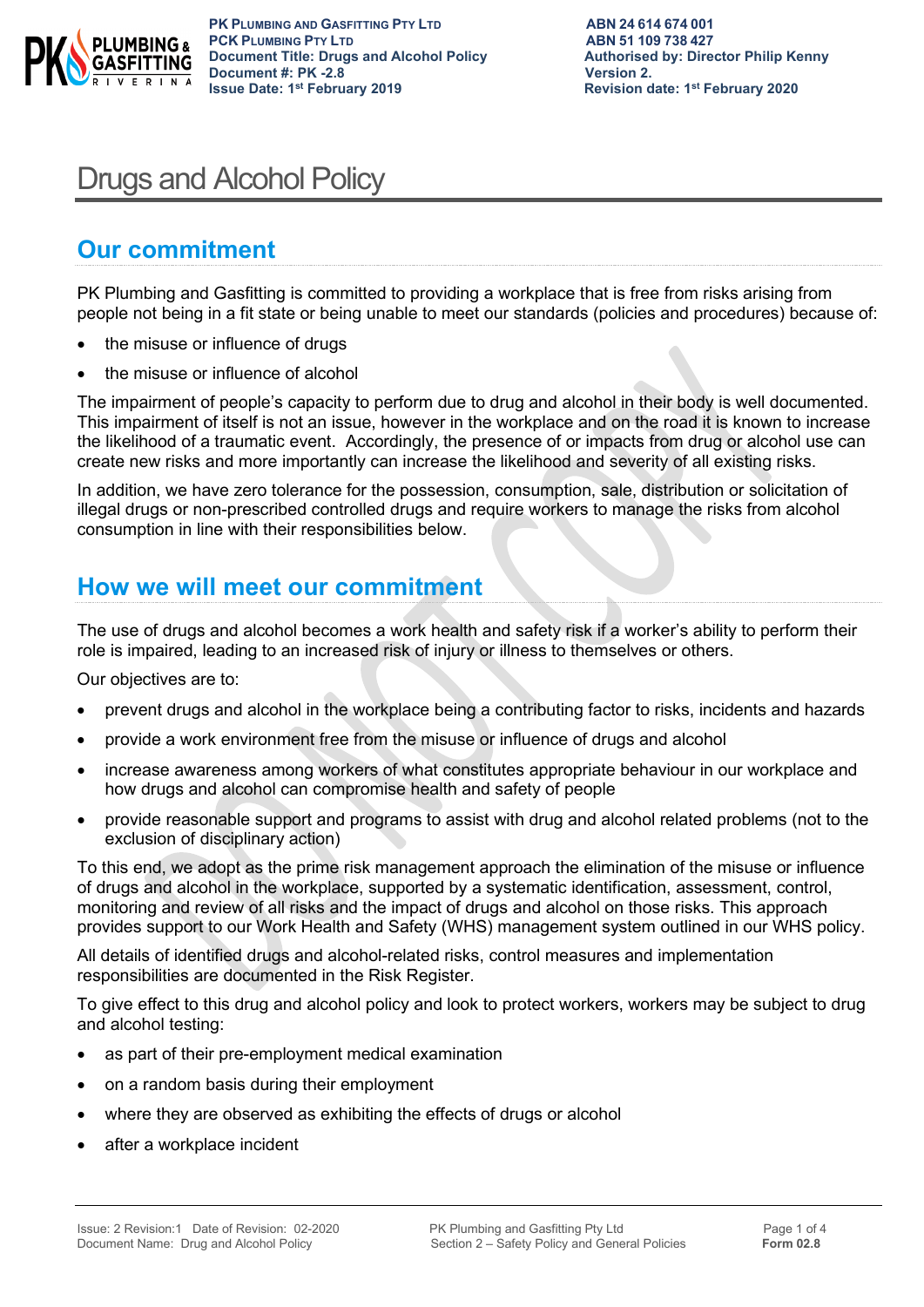# Drugs and Alcohol Policy

## Our commitment

PK Plumbing and Gasfitting is committed to providing a workplace that is free from risks arising from people not being in a fit state or being unable to meet our standards (policies and procedures) because of:

- the misuse or influence of drugs
- the misuse or influence of alcohol

The impairment of people's capacity to perform due to drug and alcohol in their body is well documented. This impairment of itself is not an issue, however in the workplace and on the road it is known to increase the likelihood of a traumatic event. Accordingly, the presence of or impacts from drug or alcohol use can create new risks and more importantly can increase the likelihood and severity of all existing risks.

In addition, we have zero tolerance for the possession, consumption, sale, distribution or solicitation of illegal drugs or non-prescribed controlled drugs and require workers to manage the risks from alcohol consumption in line with their responsibilities below.

## How we will meet our commitment

The use of drugs and alcohol becomes a work health and safety risk if a worker's ability to perform their role is impaired, leading to an increased risk of injury or illness to themselves or others.

Our objectives are to:

- prevent drugs and alcohol in the workplace being a contributing factor to risks, incidents and hazards
- provide a work environment free from the misuse or influence of drugs and alcohol
- increase awareness among workers of what constitutes appropriate behaviour in our workplace and how drugs and alcohol can compromise health and safety of people
- provide reasonable support and programs to assist with drug and alcohol related problems (not to the exclusion of disciplinary action)

To this end, we adopt as the prime risk management approach the elimination of the misuse or influence of drugs and alcohol in the workplace, supported by a systematic identification, assessment, control, monitoring and review of all risks and the impact of drugs and alcohol on those risks. This approach provides support to our Work Health and Safety (WHS) management system outlined in our WHS policy.

All details of identified drugs and alcohol-related risks, control measures and implementation responsibilities are documented in the Risk Register.

To give effect to this drug and alcohol policy and look to protect workers, workers may be subject to drug and alcohol testing:

- as part of their pre-employment medical examination
- on a random basis during their employment
- where they are observed as exhibiting the effects of drugs or alcohol
- after a workplace incident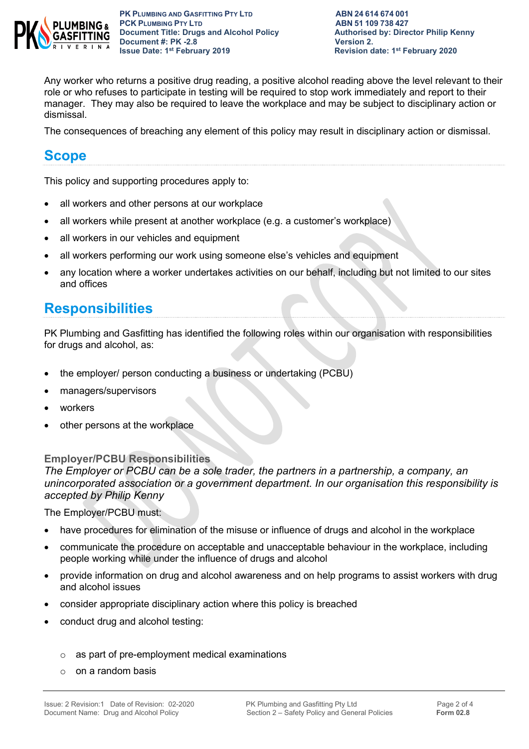Any worker who returns a positive drug reading, a positive alcohol reading above the level relevant to their role or who refuses to participate in testing will be required to stop work immediately and report to their manager. They may also be required to leave the workplace and may be subject to disciplinary action or dismissal.

The consequences of breaching any element of this policy may result in disciplinary action or dismissal.

## Scope

This policy and supporting procedures apply to:

- all workers and other persons at our workplace
- all workers while present at another workplace (e.g. a customer's workplace)
- all workers in our vehicles and equipment
- all workers performing our work using someone else's vehicles and equipment
- any location where a worker undertakes activities on our behalf, including but not limited to our sites and offices

## Responsibilities

PK Plumbing and Gasfitting has identified the following roles within our organisation with responsibilities for drugs and alcohol, as:

- the employer/ person conducting a business or undertaking (PCBU)
- managers/supervisors
- workers
- other persons at the workplace

### Employer/PCBU Responsibilities

*The Employer or PCBU can be a sole trader, the partners in a partnership, a company, an unincorporated association or a government department. In our organisation this responsibility is accepted by Philip Kenny*

The Employer/PCBU must:

- have procedures for elimination of the misuse or influence of drugs and alcohol in the workplace
- communicate the procedure on acceptable and unacceptable behaviour in the workplace, including people working while under the influence of drugs and alcohol
- provide information on drug and alcohol awareness and on help programs to assist workers with drug and alcohol issues
- consider appropriate disciplinary action where this policy is breached
- conduct drug and alcohol testing:
  - as part of pre-employment medical examinations
  - on a random basis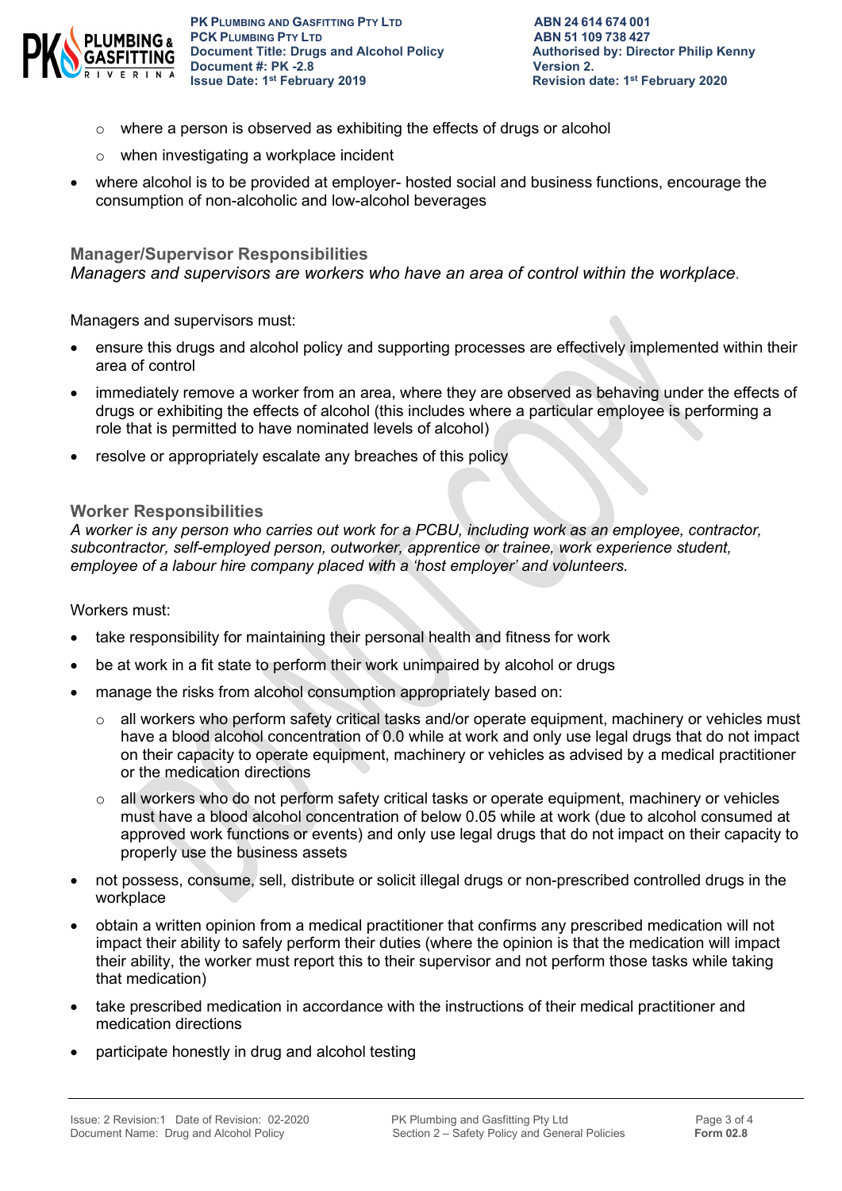- where a person is observed as exhibiting the effects of drugs or alcohol
  - when investigating a workplace incident
- where alcohol is to be provided at employer- hosted social and business functions, encourage the consumption of non-alcoholic and low-alcohol beverages

### Manager/Supervisor Responsibilities

*Managers and supervisors are workers who have an area of control within the workplace.*

Managers and supervisors must:

- ensure this drugs and alcohol policy and supporting processes are effectively implemented within their area of control
- immediately remove a worker from an area, where they are observed as behaving under the effects of drugs or exhibiting the effects of alcohol (this includes where a particular employee is performing a role that is permitted to have nominated levels of alcohol)
- resolve or appropriately escalate any breaches of this policy

### Worker Responsibilities

*A worker is any person who carries out work for a PCBU, including work as an employee, contractor, subcontractor, self-employed person, outworker, apprentice or trainee, work experience student, employee of a labour hire company placed with a 'host employer' and volunteers.*

Workers must:

- take responsibility for maintaining their personal health and fitness for work
- be at work in a fit state to perform their work unimpaired by alcohol or drugs
- manage the risks from alcohol consumption appropriately based on:
  - all workers who perform safety critical tasks and/or operate equipment, machinery or vehicles must have a blood alcohol concentration of 0.0 while at work and only use legal drugs that do not impact on their capacity to operate equipment, machinery or vehicles as advised by a medical practitioner or the medication directions
  - all workers who do not perform safety critical tasks or operate equipment, machinery or vehicles must have a blood alcohol concentration of below 0.05 while at work (due to alcohol consumed at approved work functions or events) and only use legal drugs that do not impact on their capacity to properly use the business assets
- not possess, consume, sell, distribute or solicit illegal drugs or non-prescribed controlled drugs in the workplace
- obtain a written opinion from a medical practitioner that confirms any prescribed medication will not impact their ability to safely perform their duties (where the opinion is that the medication will impact their ability, the worker must report this to their supervisor and not perform those tasks while taking that medication)
- take prescribed medication in accordance with the instructions of their medical practitioner and medication directions
- participate honestly in drug and alcohol testing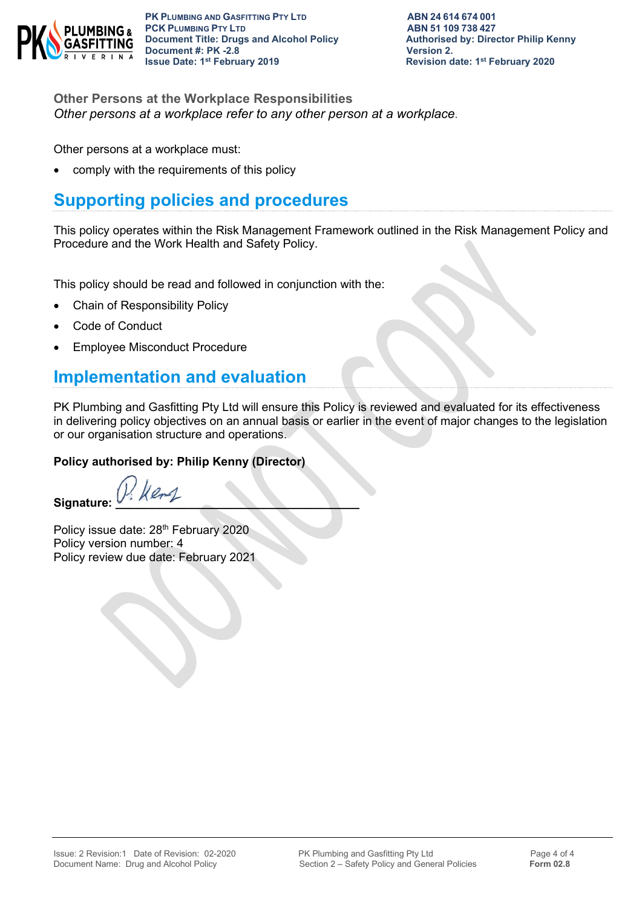**Other Persons at the Workplace Responsibilities**

*Other persons at a workplace refer to any other person at a workplace.*

Other persons at a workplace must:

- comply with the requirements of this policy

## Supporting policies and procedures

This policy operates within the Risk Management Framework outlined in the Risk Management Policy and Procedure and the Work Health and Safety Policy.

This policy should be read and followed in conjunction with the:

- Chain of Responsibility Policy
- Code of Conduct
- Employee Misconduct Procedure

## Implementation and evaluation

PK Plumbing and Gasfitting Pty Ltd will ensure this Policy is reviewed and evaluated for its effectiveness in delivering policy objectives on an annual basis or earlier in the event of major changes to the legislation or our organisation structure and operations.

**Policy authorised by: Philip Kenny (Director)**

**Signature:** P. Kenny ______________________________

Policy issue date: 28th February 2020
Policy version number: 4
Policy review due date: February 2021